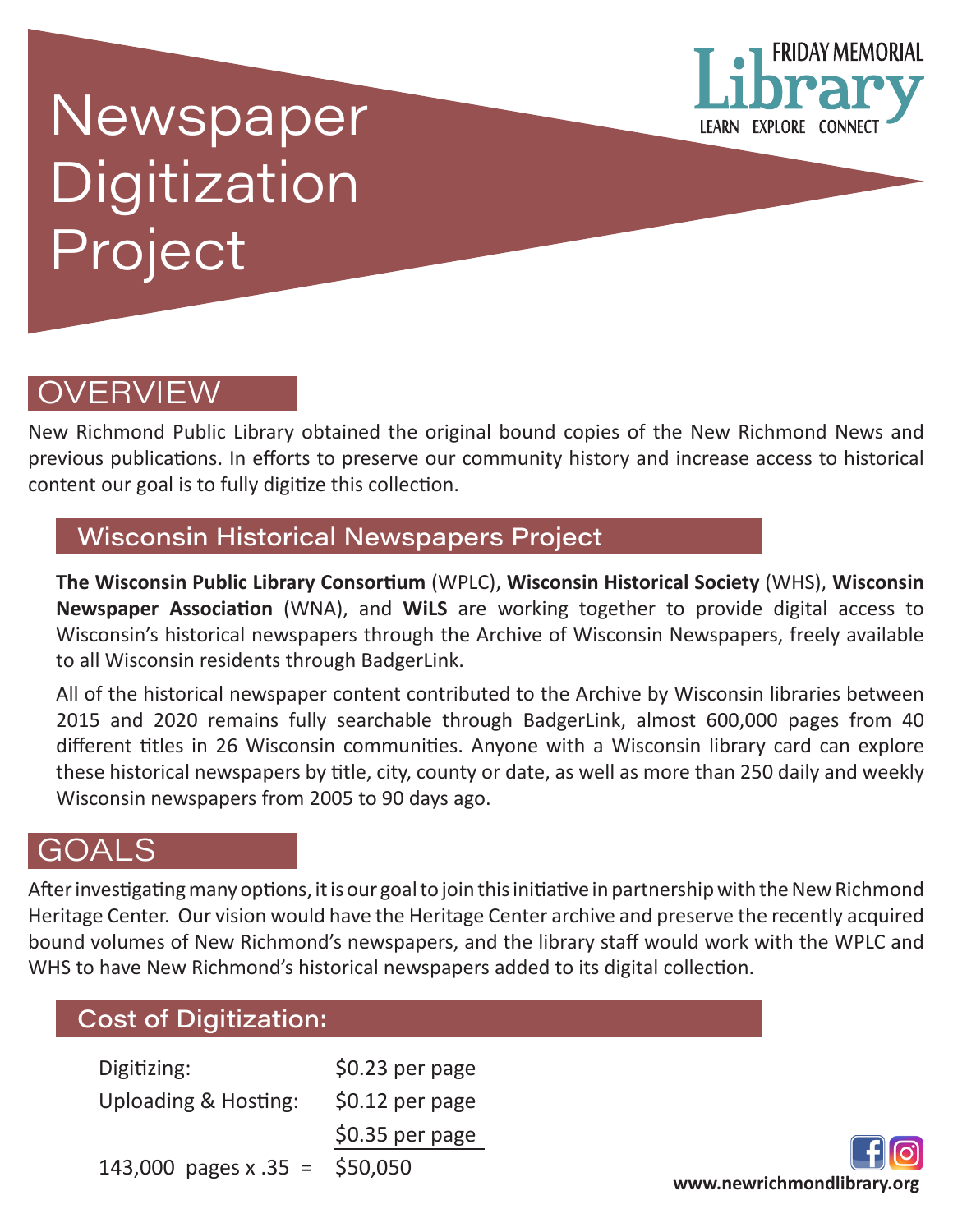# Newspaper Digitization Project

FRIDAY MEMORIAL Library

LEARN EXPLORE CONNECT

## OVERVIEW

New Richmond Public Library obtained the original bound copies of the New Richmond News and previous publications. In efforts to preserve our community history and increase access to historical content our goal is to fully digitize this collection.

### Wisconsin Historical Newspapers Project

**The Wisconsin Public Library Consortium** (WPLC), **Wisconsin Historical Society** (WHS), **Wisconsin Newspaper Association** (WNA), and **WiLS** are working together to provide digital access to Wisconsin's historical newspapers through the Archive of Wisconsin Newspapers, freely available to all Wisconsin residents through BadgerLink.

All of the historical newspaper content contributed to the Archive by Wisconsin libraries between 2015 and 2020 remains fully searchable through BadgerLink, almost 600,000 pages from 40 different titles in 26 Wisconsin communities. Anyone with a Wisconsin library card can explore these historical newspapers by title, city, county or date, as well as more than 250 daily and weekly Wisconsin newspapers from 2005 to 90 days ago.

## GOALS

After investigating many options, it is our goal to join this initiative in partnership with the New Richmond Heritage Center. Our vision would have the Heritage Center archive and preserve the recently acquired bound volumes of New Richmond's newspapers, and the library staff would work with the WPLC and WHS to have New Richmond's historical newspapers added to its digital collection.

### Cost of Digitization:

| | |
|---|---|
| Digitizing: | $0.23 per page |
| Uploading & Hosting: | $0.12 per page |
| | $0.35 per page |
| 143,000 pages x .35 = | $50,050 |

www.newrichmondlibrary.org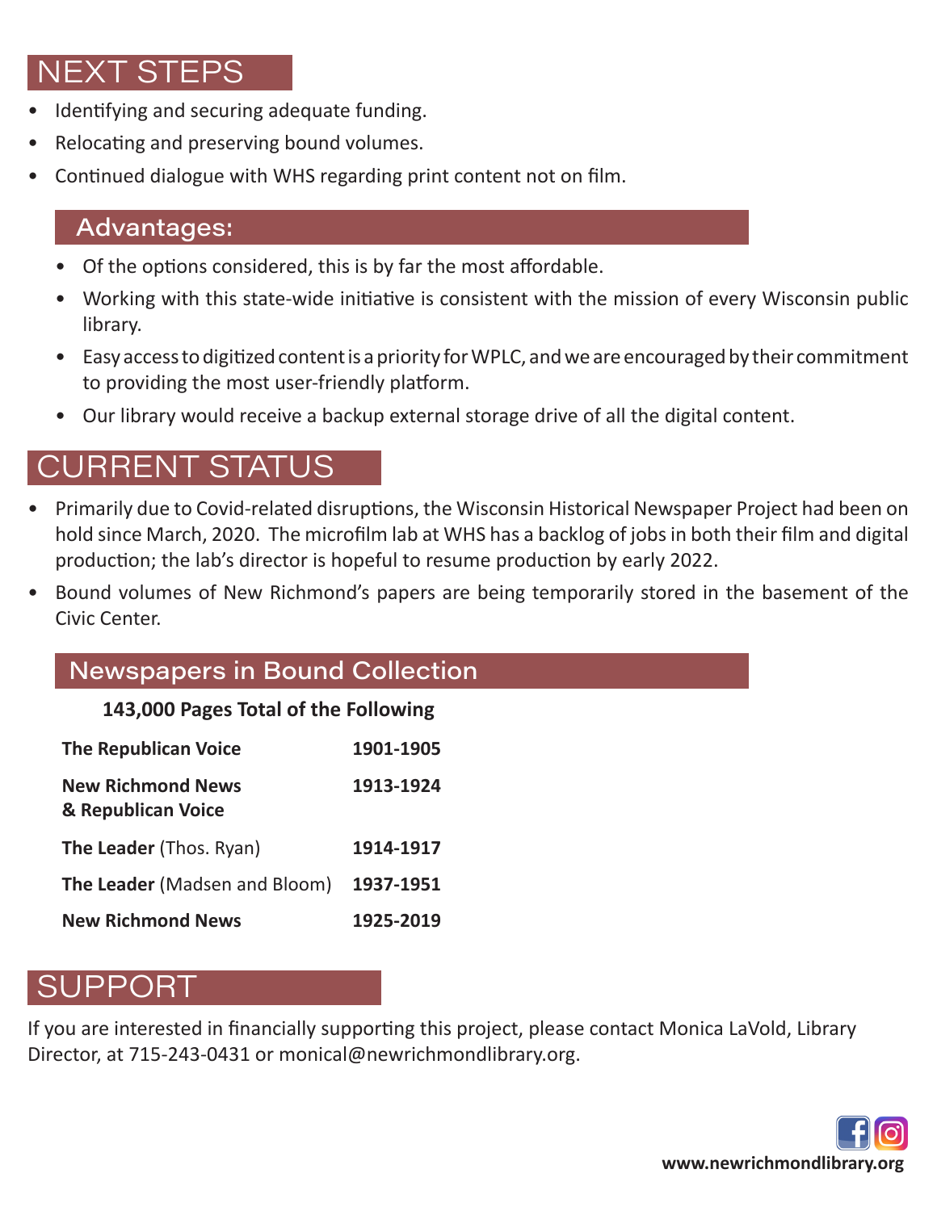## NEXT STEPS

- Identifying and securing adequate funding.
- Relocating and preserving bound volumes.
- Continued dialogue with WHS regarding print content not on film.

### Advantages:

- Of the options considered, this is by far the most affordable.
- Working with this state-wide initiative is consistent with the mission of every Wisconsin public library.
- Easy access to digitized content is a priority for WPLC, and we are encouraged by their commitment to providing the most user-friendly platform.
- Our library would receive a backup external storage drive of all the digital content.

## CURRENT STATUS

- Primarily due to Covid-related disruptions, the Wisconsin Historical Newspaper Project had been on hold since March, 2020. The microfilm lab at WHS has a backlog of jobs in both their film and digital production; the lab's director is hopeful to resume production by early 2022.
- Bound volumes of New Richmond's papers are being temporarily stored in the basement of the Civic Center.

### Newspapers in Bound Collection

**143,000 Pages Total of the Following**

| | |
|---|---|
| **The Republican Voice** | **1901-1905** |
| **New Richmond News & Republican Voice** | **1913-1924** |
| **The Leader** (Thos. Ryan) | **1914-1917** |
| **The Leader** (Madsen and Bloom) | **1937-1951** |
| **New Richmond News** | **1925-2019** |

## SUPPORT

If you are interested in financially supporting this project, please contact Monica LaVold, Library Director, at 715-243-0431 or monical@newrichmondlibrary.org.

**www.newrichmondlibrary.org**